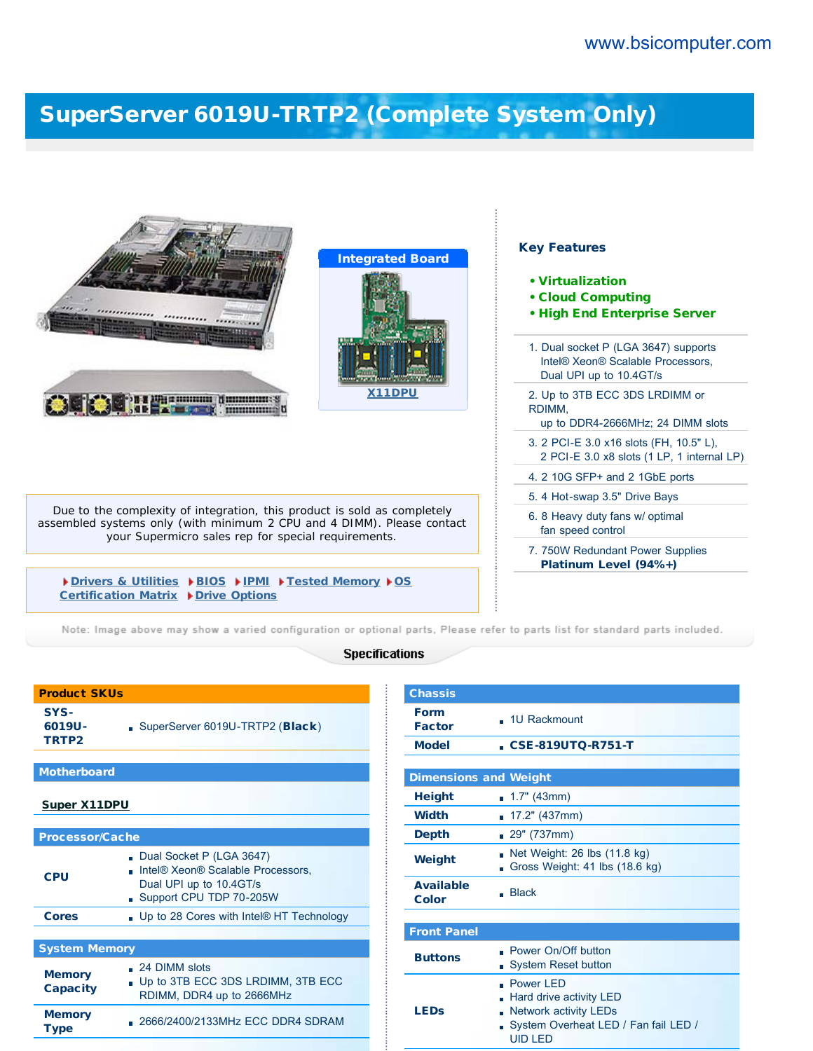www.bsicomputer.com

# SuperServer 6019U-TRTP2 (Complete System Only)

**Integrated Board**

X11DPU

## Key Features

- **Virtualization**
- **Cloud Computing**
- **High End Enterprise Server**

1. Dual socket P (LGA 3647) supports Intel® Xeon® Scalable Processors, Dual UPI up to 10.4GT/s
2. Up to 3TB ECC 3DS LRDIMM or RDIMM, up to DDR4-2666MHz; 24 DIMM slots
3. 2 PCI-E 3.0 x16 slots (FH, 10.5" L), 2 PCI-E 3.0 x8 slots (1 LP, 1 internal LP)
4. 2 10G SFP+ and 2 1GbE ports
5. 4 Hot-swap 3.5" Drive Bays
6. 8 Heavy duty fans w/ optimal fan speed control
7. 750W Redundant Power Supplies **Platinum Level (94%+)**

Due to the complexity of integration, this product is sold as completely assembled systems only (with minimum 2 CPU and 4 DIMM). Please contact your Supermicro sales rep for special requirements.

Drivers & Utilities | BIOS | IPMI | Tested Memory | OS Certification Matrix | Drive Options

Note: Image above may show a varied configuration or optional parts, Please refer to parts list for standard parts included.

## Specifications

### Product SKUs

| | |
|---|---|
| **SYS-6019U-TRTP2** | SuperServer 6019U-TRTP2 (**Black**) |

### Motherboard

**Super X11DPU**

### Processor/Cache

| | |
|---|---|
| **CPU** | Dual Socket P (LGA 3647)<br>Intel® Xeon® Scalable Processors, Dual UPI up to 10.4GT/s<br>Support CPU TDP 70-205W |
| **Cores** | Up to 28 Cores with Intel® HT Technology |

### System Memory

| | |
|---|---|
| **Memory Capacity** | 24 DIMM slots<br>Up to 3TB ECC 3DS LRDIMM, 3TB ECC RDIMM, DDR4 up to 2666MHz |
| **Memory Type** | 2666/2400/2133MHz ECC DDR4 SDRAM |

### Chassis

| | |
|---|---|
| **Form Factor** | 1U Rackmount |
| **Model** | **CSE-819UTQ-R751-T** |

### Dimensions and Weight

| | |
|---|---|
| **Height** | 1.7" (43mm) |
| **Width** | 17.2" (437mm) |
| **Depth** | 29" (737mm) |
| **Weight** | Net Weight: 26 lbs (11.8 kg)<br>Gross Weight: 41 lbs (18.6 kg) |
| **Available Color** | Black |

### Front Panel

| | |
|---|---|
| **Buttons** | Power On/Off button<br>System Reset button |
| **LEDs** | Power LED<br>Hard drive activity LED<br>Network activity LEDs<br>System Overheat LED / Fan fail LED / UID LED |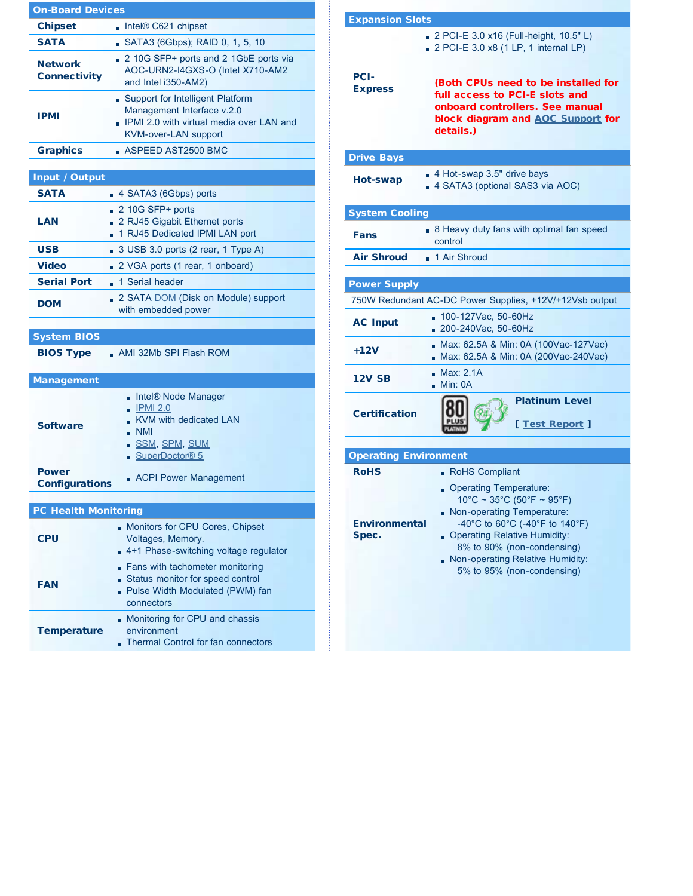## On-Board Devices

| | |
|---|---|
| **Chipset** | Intel® C621 chipset |
| **SATA** | SATA3 (6Gbps); RAID 0, 1, 5, 10 |
| **Network Connectivity** | 2 10G SFP+ ports and 2 1GbE ports via AOC-URN2-I4GXS-O (Intel X710-AM2 and Intel i350-AM2) |
| **IPMI** | • Support for Intelligent Platform Management Interface v.2.0<br>• IPMI 2.0 with virtual media over LAN and KVM-over-LAN support |
| **Graphics** | ASPEED AST2500 BMC |

## Input / Output

| | |
|---|---|
| **SATA** | 4 SATA3 (6Gbps) ports |
| **LAN** | • 2 10G SFP+ ports<br>• 2 RJ45 Gigabit Ethernet ports<br>• 1 RJ45 Dedicated IPMI LAN port |
| **USB** | 3 USB 3.0 ports (2 rear, 1 Type A) |
| **Video** | 2 VGA ports (1 rear, 1 onboard) |
| **Serial Port** | 1 Serial header |
| **DOM** | 2 SATA DOM (Disk on Module) support with embedded power |

## System BIOS

| | |
|---|---|
| **BIOS Type** | AMI 32Mb SPI Flash ROM |

## Management

| | |
|---|---|
| **Software** | • Intel® Node Manager<br>• IPMI 2.0<br>• KVM with dedicated LAN<br>• NMI<br>• SSM, SPM, SUM<br>• SuperDoctor® 5 |
| **Power Configurations** | ACPI Power Management |

## PC Health Monitoring

| | |
|---|---|
| **CPU** | • Monitors for CPU Cores, Chipset Voltages, Memory.<br>• 4+1 Phase-switching voltage regulator |
| **FAN** | • Fans with tachometer monitoring<br>• Status monitor for speed control<br>• Pulse Width Modulated (PWM) fan connectors |
| **Temperature** | • Monitoring for CPU and chassis environment<br>• Thermal Control for fan connectors |

## Expansion Slots

| | |
|---|---|
| **PCI-Express** | • 2 PCI-E 3.0 x16 (Full-height, 10.5" L)<br>• 2 PCI-E 3.0 x8 (1 LP, 1 internal LP)<br><br>**(Both CPUs need to be installed for full access to PCI-E slots and onboard controllers. See manual block diagram and AOC Support for details.)** |

## Drive Bays

| | |
|---|---|
| **Hot-swap** | • 4 Hot-swap 3.5" drive bays<br>• 4 SATA3 (optional SAS3 via AOC) |

## System Cooling

| | |
|---|---|
| **Fans** | 8 Heavy duty fans with optimal fan speed control |
| **Air Shroud** | 1 Air Shroud |

## Power Supply

750W Redundant AC-DC Power Supplies, +12V/+12Vsb output

| | |
|---|---|
| **AC Input** | • 100-127Vac, 50-60Hz<br>• 200-240Vac, 50-60Hz |
| **+12V** | • Max: 62.5A & Min: 0A (100Vac-127Vac)<br>• Max: 62.5A & Min: 0A (200Vac-240Vac) |
| **12V SB** | • Max: 2.1A<br>• Min: 0A |
| **Certification** | **Platinum Level**<br>**[ Test Report ]** |

## Operating Environment

| | |
|---|---|
| **RoHS** | RoHS Compliant |
| **Environmental Spec.** | • Operating Temperature: 10°C ~ 35°C (50°F ~ 95°F)<br>• Non-operating Temperature: -40°C to 60°C (-40°F to 140°F)<br>• Operating Relative Humidity: 8% to 90% (non-condensing)<br>• Non-operating Relative Humidity: 5% to 95% (non-condensing) |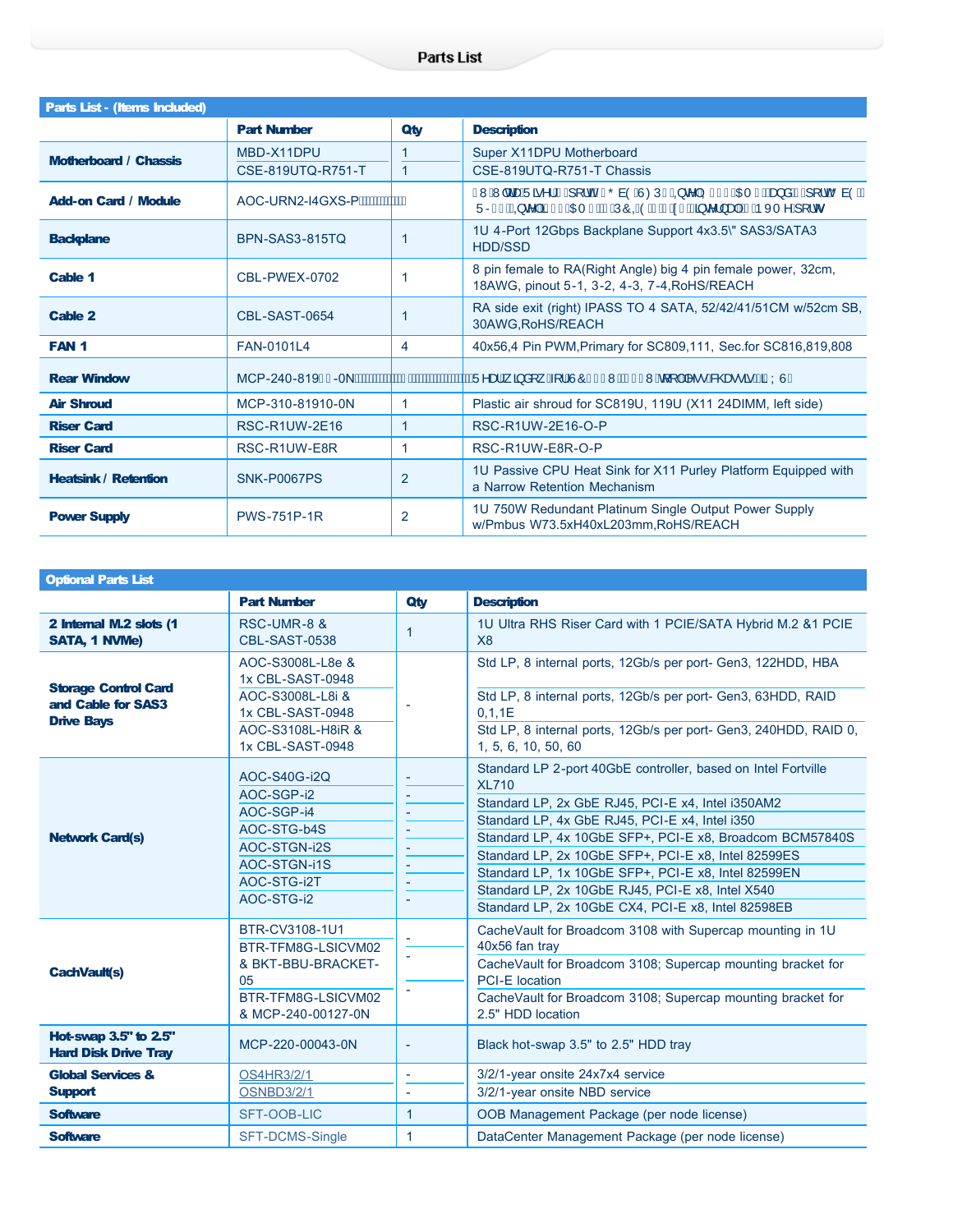## Parts List

| Parts List - (Items Included) | Part Number | Qty | Description |
|---|---|---|---|
| **Motherboard / Chassis** | MBD-X11DPU | 1 | Super X11DPU Motherboard |
| | CSE-819UTQ-R751-T | 1 | CSE-819UTQ-R751-T Chassis |
| **Add-on Card / Module** | AOC-URN2-I4GXS-P | | 8 8 0 8OWUD 5LVHU SRUW * E( 6)3 ,QWHO $0 DQG SRUW E( 5- ,QWHO $0 3&,-( [ LQWHUQDO 190H SRUW |
| **Backplane** | BPN-SAS3-815TQ | 1 | 1U 4-Port 12Gbps Backplane Support 4x3.5\" SAS3/SATA3 HDD/SSD |
| **Cable 1** | CBL-PWEX-0702 | 1 | 8 pin female to RA(Right Angle) big 4 pin female power, 32cm, 18AWG, pinout 5-1, 3-2, 4-3, 7-4,RoHS/REACH |
| **Cable 2** | CBL-SAST-0654 | 1 | RA side exit (right) IPASS TO 4 SATA, 52/42/41/51CM w/52cm SB, 30AWG,RoHS/REACH |
| **FAN 1** | FAN-0101L4 | 4 | 40x56,4 Pin PWM,Primary for SC809,111, Sec.for SC816,819,808 |
| **Rear Window** | MCP-240-819 -0N | | 5HDU ZLQGRZ IRU 6& 8 8 8OWUD FKDVVLV ; 6 |
| **Air Shroud** | MCP-310-81910-0N | 1 | Plastic air shroud for SC819U, 119U (X11 24DIMM, left side) |
| **Riser Card** | RSC-R1UW-2E16 | 1 | RSC-R1UW-2E16-O-P |
| **Riser Card** | RSC-R1UW-E8R | 1 | RSC-R1UW-E8R-O-P |
| **Heatsink / Retention** | SNK-P0067PS | 2 | 1U Passive CPU Heat Sink for X11 Purley Platform Equipped with a Narrow Retention Mechanism |
| **Power Supply** | PWS-751P-1R | 2 | 1U 750W Redundant Platinum Single Output Power Supply w/Pmbus W73.5xH40xL203mm,RoHS/REACH |

| Optional Parts List | Part Number | Qty | Description |
|---|---|---|---|
| **2 Internal M.2 slots (1 SATA, 1 NVMe)** | RSC-UMR-8 & CBL-SAST-0538 | 1 | 1U Ultra RHS Riser Card with 1 PCIE/SATA Hybrid M.2 &1 PCIE X8 |
| **Storage Control Card and Cable for SAS3 Drive Bays** | AOC-S3008L-L8e & 1x CBL-SAST-0948 | - | Std LP, 8 internal ports, 12Gb/s per port- Gen3, 122HDD, HBA |
| | AOC-S3008L-L8i & 1x CBL-SAST-0948 | | Std LP, 8 internal ports, 12Gb/s per port- Gen3, 63HDD, RAID 0,1,1E |
| | AOC-S3108L-H8iR & 1x CBL-SAST-0948 | | Std LP, 8 internal ports, 12Gb/s per port- Gen3, 240HDD, RAID 0, 1, 5, 6, 10, 50, 60 |
| **Network Card(s)** | AOC-S40G-i2Q | - | Standard LP 2-port 40GbE controller, based on Intel Fortville XL710 |
| | AOC-SGP-i2 | - | Standard LP, 2x GbE RJ45, PCI-E x4, Intel i350AM2 |
| | AOC-SGP-i4 | - | Standard LP, 4x GbE RJ45, PCI-E x4, Intel i350 |
| | AOC-STG-b4S | - | Standard LP, 4x 10GbE SFP+, PCI-E x8, Broadcom BCM57840S |
| | AOC-STGN-i2S | - | Standard LP, 2x 10GbE SFP+, PCI-E x8, Intel 82599ES |
| | AOC-STGN-i1S | - | Standard LP, 1x 10GbE SFP+, PCI-E x8, Intel 82599EN |
| | AOC-STG-i2T | - | Standard LP, 2x 10GbE RJ45, PCI-E x8, Intel X540 |
| | AOC-STG-i2 | - | Standard LP, 2x 10GbE CX4, PCI-E x8, Intel 82598EB |
| **CachVault(s)** | BTR-CV3108-1U1 | - | CacheVault for Broadcom 3108 with Supercap mounting in 1U 40x56 fan tray |
| | BTR-TFM8G-LSICVM02 & BKT-BBU-BRACKET-05 | - | CacheVault for Broadcom 3108; Supercap mounting bracket for PCI-E location |
| | BTR-TFM8G-LSICVM02 & MCP-240-00127-0N | - | CacheVault for Broadcom 3108; Supercap mounting bracket for 2.5" HDD location |
| **Hot-swap 3.5" to 2.5" Hard Disk Drive Tray** | MCP-220-00043-0N | - | Black hot-swap 3.5" to 2.5" HDD tray |
| **Global Services & Support** | OS4HR3/2/1 | - | 3/2/1-year onsite 24x7x4 service |
| | OSNBD3/2/1 | - | 3/2/1-year onsite NBD service |
| **Software** | SFT-OOB-LIC | 1 | OOB Management Package (per node license) |
| **Software** | SFT-DCMS-Single | 1 | DataCenter Management Package (per node license) |